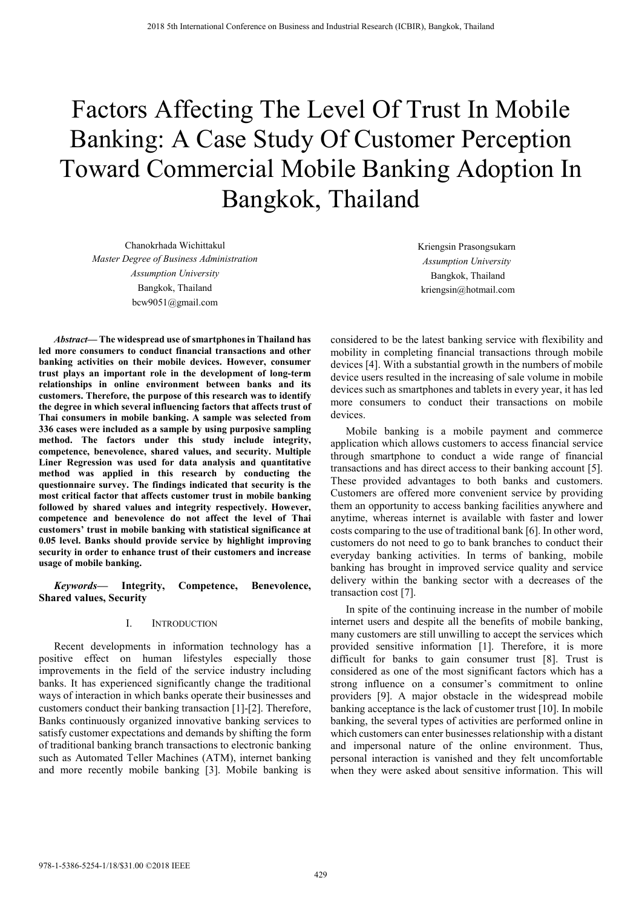# Factors Affecting The Level Of Trust In Mobile Banking: A Case Study Of Customer Perception Toward Commercial Mobile Banking Adoption In Bangkok, Thailand

Chanokrhada Wichittakul
*Master Degree of Business Administration*
*Assumption University*
Bangkok, Thailand
bcw9051@gmail.com

Kriengsin Prasongsukarn
*Assumption University*
Bangkok, Thailand
kriengsin@hotmail.com

***Abstract*— The widespread use of smartphones in Thailand has led more consumers to conduct financial transactions and other banking activities on their mobile devices. However, consumer trust plays an important role in the development of long-term relationships in online environment between banks and its customers. Therefore, the purpose of this research was to identify the degree in which several influencing factors that affects trust of Thai consumers in mobile banking. A sample was selected from 336 cases were included as a sample by using purposive sampling method. The factors under this study include integrity, competence, benevolence, shared values, and security. Multiple Liner Regression was used for data analysis and quantitative method was applied in this research by conducting the questionnaire survey. The findings indicated that security is the most critical factor that affects customer trust in mobile banking followed by shared values and integrity respectively. However, competence and benevolence do not affect the level of Thai customers' trust in mobile banking with statistical significance at 0.05 level. Banks should provide service by highlight improving security in order to enhance trust of their customers and increase usage of mobile banking.**

***Keywords*— Integrity, Competence, Benevolence, Shared values, Security**

## I. Introduction

Recent developments in information technology has a positive effect on human lifestyles especially those improvements in the field of the service industry including banks. It has experienced significantly change the traditional ways of interaction in which banks operate their businesses and customers conduct their banking transaction [1]-[2]. Therefore, Banks continuously organized innovative banking services to satisfy customer expectations and demands by shifting the form of traditional banking branch transactions to electronic banking such as Automated Teller Machines (ATM), internet banking and more recently mobile banking [3]. Mobile banking is considered to be the latest banking service with flexibility and mobility in completing financial transactions through mobile devices [4]. With a substantial growth in the numbers of mobile device users resulted in the increasing of sale volume in mobile devices such as smartphones and tablets in every year, it has led more consumers to conduct their transactions on mobile devices.

Mobile banking is a mobile payment and commerce application which allows customers to access financial service through smartphone to conduct a wide range of financial transactions and has direct access to their banking account [5]. These provided advantages to both banks and customers. Customers are offered more convenient service by providing them an opportunity to access banking facilities anywhere and anytime, whereas internet is available with faster and lower costs comparing to the use of traditional bank [6]. In other word, customers do not need to go to bank branches to conduct their everyday banking activities. In terms of banking, mobile banking has brought in improved service quality and service delivery within the banking sector with a decreases of the transaction cost [7].

In spite of the continuing increase in the number of mobile internet users and despite all the benefits of mobile banking, many customers are still unwilling to accept the services which provided sensitive information [1]. Therefore, it is more difficult for banks to gain consumer trust [8]. Trust is considered as one of the most significant factors which has a strong influence on a consumer's commitment to online providers [9]. A major obstacle in the widespread mobile banking acceptance is the lack of customer trust [10]. In mobile banking, the several types of activities are performed online in which customers can enter businesses relationship with a distant and impersonal nature of the online environment. Thus, personal interaction is vanished and they felt uncomfortable when they were asked about sensitive information. This will

978-1-5386-5254-1/18/$31.00 ©2018 IEEE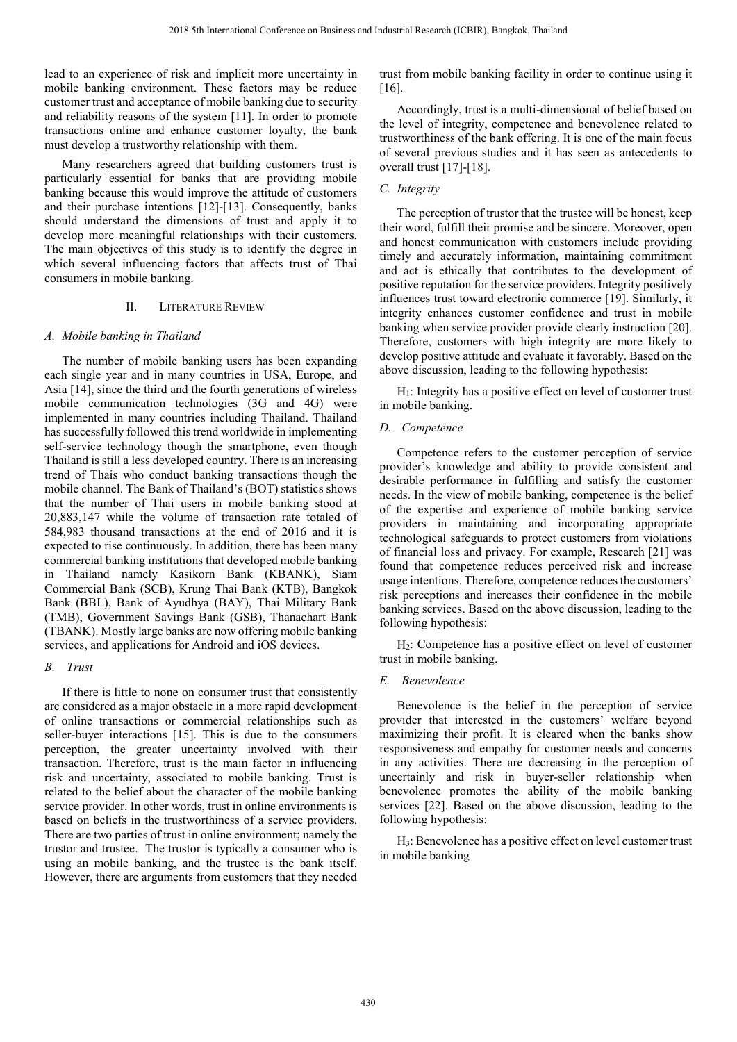lead to an experience of risk and implicit more uncertainty in mobile banking environment. These factors may be reduce customer trust and acceptance of mobile banking due to security and reliability reasons of the system [11]. In order to promote transactions online and enhance customer loyalty, the bank must develop a trustworthy relationship with them.

Many researchers agreed that building customers trust is particularly essential for banks that are providing mobile banking because this would improve the attitude of customers and their purchase intentions [12]-[13]. Consequently, banks should understand the dimensions of trust and apply it to develop more meaningful relationships with their customers. The main objectives of this study is to identify the degree in which several influencing factors that affects trust of Thai consumers in mobile banking.

## II. Literature Review

### A. Mobile banking in Thailand

The number of mobile banking users has been expanding each single year and in many countries in USA, Europe, and Asia [14], since the third and the fourth generations of wireless mobile communication technologies (3G and 4G) were implemented in many countries including Thailand. Thailand has successfully followed this trend worldwide in implementing self-service technology though the smartphone, even though Thailand is still a less developed country. There is an increasing trend of Thais who conduct banking transactions though the mobile channel. The Bank of Thailand's (BOT) statistics shows that the number of Thai users in mobile banking stood at 20,883,147 while the volume of transaction rate totaled of 584,983 thousand transactions at the end of 2016 and it is expected to rise continuously. In addition, there has been many commercial banking institutions that developed mobile banking in Thailand namely Kasikorn Bank (KBANK), Siam Commercial Bank (SCB), Krung Thai Bank (KTB), Bangkok Bank (BBL), Bank of Ayudhya (BAY), Thai Military Bank (TMB), Government Savings Bank (GSB), Thanachart Bank (TBANK). Mostly large banks are now offering mobile banking services, and applications for Android and iOS devices.

### B. Trust

If there is little to none on consumer trust that consistently are considered as a major obstacle in a more rapid development of online transactions or commercial relationships such as seller-buyer interactions [15]. This is due to the consumers perception, the greater uncertainty involved with their transaction. Therefore, trust is the main factor in influencing risk and uncertainty, associated to mobile banking. Trust is related to the belief about the character of the mobile banking service provider. In other words, trust in online environments is based on beliefs in the trustworthiness of a service providers. There are two parties of trust in online environment; namely the trustor and trustee. The trustor is typically a consumer who is using an mobile banking, and the trustee is the bank itself. However, there are arguments from customers that they needed trust from mobile banking facility in order to continue using it [16].

Accordingly, trust is a multi-dimensional of belief based on the level of integrity, competence and benevolence related to trustworthiness of the bank offering. It is one of the main focus of several previous studies and it has seen as antecedents to overall trust [17]-[18].

### C. Integrity

The perception of trustor that the trustee will be honest, keep their word, fulfill their promise and be sincere. Moreover, open and honest communication with customers include providing timely and accurately information, maintaining commitment and act is ethically that contributes to the development of positive reputation for the service providers. Integrity positively influences trust toward electronic commerce [19]. Similarly, it integrity enhances customer confidence and trust in mobile banking when service provider provide clearly instruction [20]. Therefore, customers with high integrity are more likely to develop positive attitude and evaluate it favorably. Based on the above discussion, leading to the following hypothesis:

$H_1$: Integrity has a positive effect on level of customer trust in mobile banking.

### D. Competence

Competence refers to the customer perception of service provider's knowledge and ability to provide consistent and desirable performance in fulfilling and satisfy the customer needs. In the view of mobile banking, competence is the belief of the expertise and experience of mobile banking service providers in maintaining and incorporating appropriate technological safeguards to protect customers from violations of financial loss and privacy. For example, Research [21] was found that competence reduces perceived risk and increase usage intentions. Therefore, competence reduces the customers' risk perceptions and increases their confidence in the mobile banking services. Based on the above discussion, leading to the following hypothesis:

$H_2$: Competence has a positive effect on level of customer trust in mobile banking.

### E. Benevolence

Benevolence is the belief in the perception of service provider that interested in the customers' welfare beyond maximizing their profit. It is cleared when the banks show responsiveness and empathy for customer needs and concerns in any activities. There are decreasing in the perception of uncertainly and risk in buyer-seller relationship when benevolence promotes the ability of the mobile banking services [22]. Based on the above discussion, leading to the following hypothesis:

$H_3$: Benevolence has a positive effect on level customer trust in mobile banking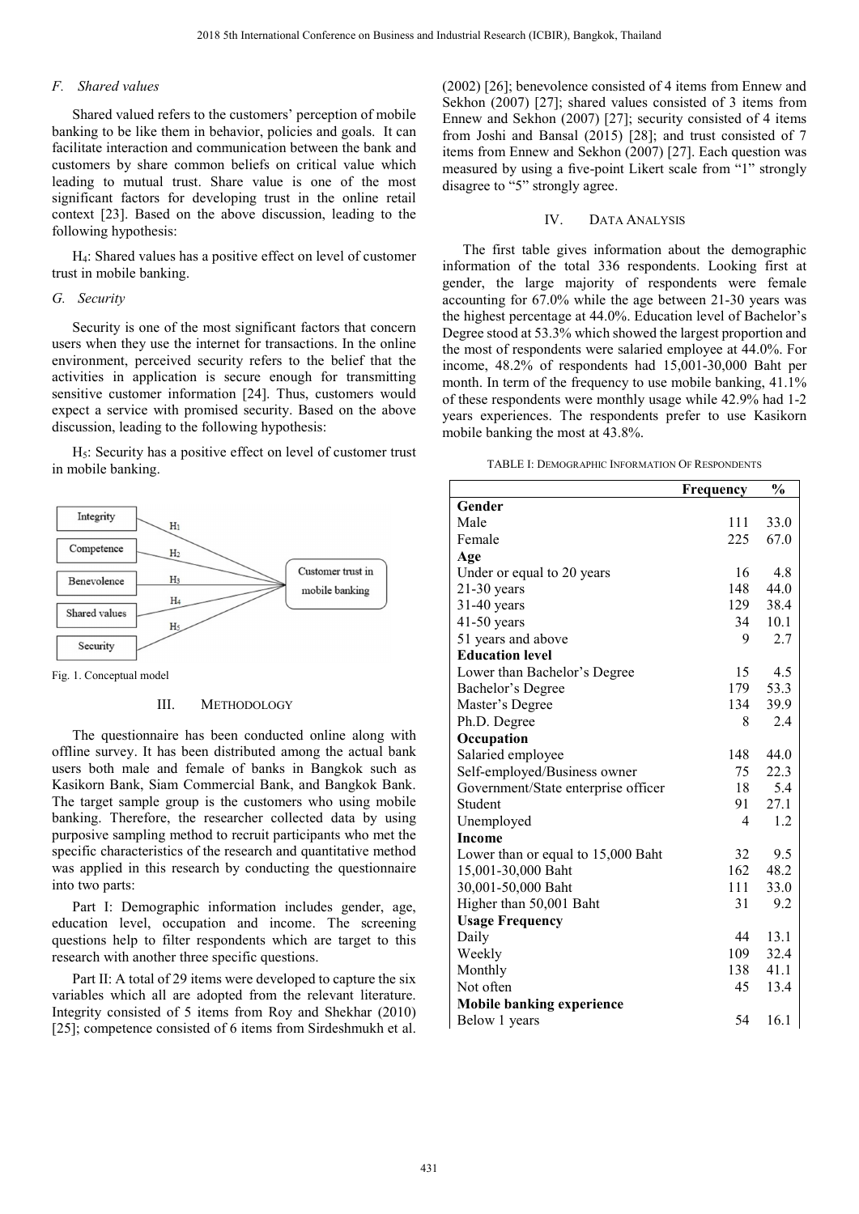### F. Shared values

Shared valued refers to the customers' perception of mobile banking to be like them in behavior, policies and goals. It can facilitate interaction and communication between the bank and customers by share common beliefs on critical value which leading to mutual trust. Share value is one of the most significant factors for developing trust in the online retail context [23]. Based on the above discussion, leading to the following hypothesis:

$H_4$: Shared values has a positive effect on level of customer trust in mobile banking.

### G. Security

Security is one of the most significant factors that concern users when they use the internet for transactions. In the online environment, perceived security refers to the belief that the activities in application is secure enough for transmitting sensitive customer information [24]. Thus, customers would expect a service with promised security. Based on the above discussion, leading to the following hypothesis:

$H_5$: Security has a positive effect on level of customer trust in mobile banking.

Fig. 1. Conceptual model

## III. Methodology

The questionnaire has been conducted online along with offline survey. It has been distributed among the actual bank users both male and female of banks in Bangkok such as Kasikorn Bank, Siam Commercial Bank, and Bangkok Bank. The target sample group is the customers who using mobile banking. Therefore, the researcher collected data by using purposive sampling method to recruit participants who met the specific characteristics of the research and quantitative method was applied in this research by conducting the questionnaire into two parts:

Part I: Demographic information includes gender, age, education level, occupation and income. The screening questions help to filter respondents which are target to this research with another three specific questions.

Part II: A total of 29 items were developed to capture the six variables which all are adopted from the relevant literature. Integrity consisted of 5 items from Roy and Shekhar (2010) [25]; competence consisted of 6 items from Sirdeshmukh et al. (2002) [26]; benevolence consisted of 4 items from Ennew and Sekhon (2007) [27]; shared values consisted of 3 items from Ennew and Sekhon (2007) [27]; security consisted of 4 items from Joshi and Bansal (2015) [28]; and trust consisted of 7 items from Ennew and Sekhon (2007) [27]. Each question was measured by using a five-point Likert scale from "1" strongly disagree to "5" strongly agree.

## IV. Data Analysis

The first table gives information about the demographic information of the total 336 respondents. Looking first at gender, the large majority of respondents were female accounting for 67.0% while the age between 21-30 years was the highest percentage at 44.0%. Education level of Bachelor's Degree stood at 53.3% which showed the largest proportion and the most of respondents were salaried employee at 44.0%. For income, 48.2% of respondents had 15,001-30,000 Baht per month. In term of the frequency to use mobile banking, 41.1% of these respondents were monthly usage while 42.9% had 1-2 years experiences. The respondents prefer to use Kasikorn mobile banking the most at 43.8%.

TABLE I: Demographic Information Of Respondents

| | Frequency | % |
|---|---|---|
| **Gender** | | |
| Male | 111 | 33.0 |
| Female | 225 | 67.0 |
| **Age** | | |
| Under or equal to 20 years | 16 | 4.8 |
| 21-30 years | 148 | 44.0 |
| 31-40 years | 129 | 38.4 |
| 41-50 years | 34 | 10.1 |
| 51 years and above | 9 | 2.7 |
| **Education level** | | |
| Lower than Bachelor's Degree | 15 | 4.5 |
| Bachelor's Degree | 179 | 53.3 |
| Master's Degree | 134 | 39.9 |
| Ph.D. Degree | 8 | 2.4 |
| **Occupation** | | |
| Salaried employee | 148 | 44.0 |
| Self-employed/Business owner | 75 | 22.3 |
| Government/State enterprise officer | 18 | 5.4 |
| Student | 91 | 27.1 |
| Unemployed | 4 | 1.2 |
| **Income** | | |
| Lower than or equal to 15,000 Baht | 32 | 9.5 |
| 15,001-30,000 Baht | 162 | 48.2 |
| 30,001-50,000 Baht | 111 | 33.0 |
| Higher than 50,001 Baht | 31 | 9.2 |
| **Usage Frequency** | | |
| Daily | 44 | 13.1 |
| Weekly | 109 | 32.4 |
| Monthly | 138 | 41.1 |
| Not often | 45 | 13.4 |
| **Mobile banking experience** | | |
| Below 1 years | 54 | 16.1 |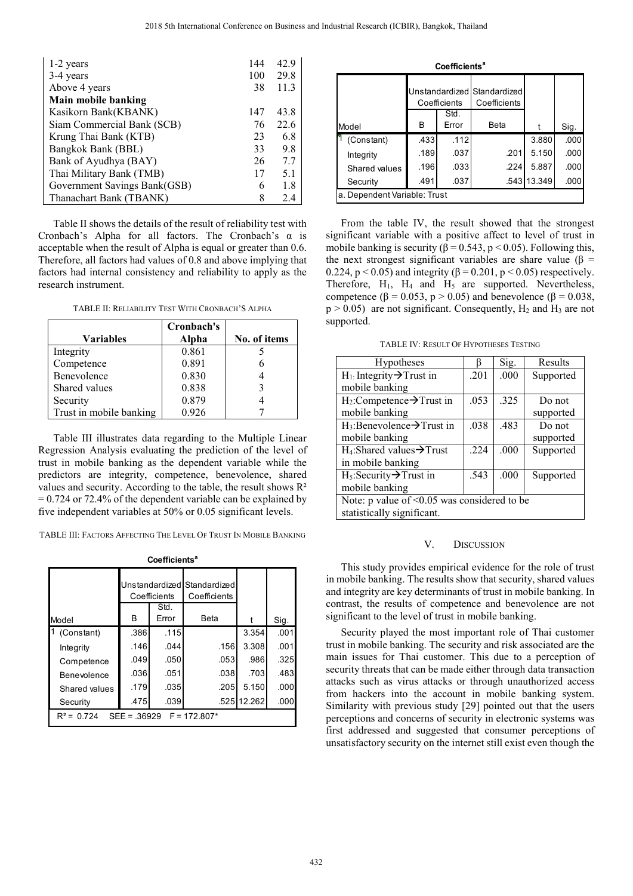| | | |
|---|---|---|
| 1-2 years | 144 | 42.9 |
| 3-4 years | 100 | 29.8 |
| Above 4 years | 38 | 11.3 |
| **Main mobile banking** | | |
| Kasikorn Bank(KBANK) | 147 | 43.8 |
| Siam Commercial Bank (SCB) | 76 | 22.6 |
| Krung Thai Bank (KTB) | 23 | 6.8 |
| Bangkok Bank (BBL) | 33 | 9.8 |
| Bank of Ayudhya (BAY) | 26 | 7.7 |
| Thai Military Bank (TMB) | 17 | 5.1 |
| Government Savings Bank(GSB) | 6 | 1.8 |
| Thanachart Bank (TBANK) | 8 | 2.4 |

Table II shows the details of the result of reliability test with Cronbach's Alpha for all factors. The Cronbach's α is acceptable when the result of Alpha is equal or greater than 0.6. Therefore, all factors had values of 0.8 and above implying that factors had internal consistency and reliability to apply as the research instrument.

TABLE II: RELIABILITY TEST WITH CRONBACH'S ALPHA

| Variables | Cronbach's Alpha | No. of items |
|---|---|---|
| Integrity | 0.861 | 5 |
| Competence | 0.891 | 6 |
| Benevolence | 0.830 | 4 |
| Shared values | 0.838 | 3 |
| Security | 0.879 | 4 |
| Trust in mobile banking | 0.926 | 7 |

Table III illustrates data regarding to the Multiple Linear Regression Analysis evaluating the prediction of the level of trust in mobile banking as the dependent variable while the predictors are integrity, competence, benevolence, shared values and security. According to the table, the result shows $R^2 = 0.724$ or 72.4% of the dependent variable can be explained by five independent variables at 50% or 0.05 significant levels.

TABLE III: FACTORS AFFECTING THE LEVEL OF TRUST IN MOBILE BANKING

**Coefficients[a]**

| Model | Unstandardized Coefficients | | Standardized Coefficients | t | Sig. |
|---|---|---|---|---|---|
| | B | Std. Error | Beta | | |
| 1 (Constant) | .386 | .115 | | 3.354 | .001 |
| Integrity | .146 | .044 | .156 | 3.308 | .001 |
| Competence | .049 | .050 | .053 | .986 | .325 |
| Benevolence | .036 | .051 | .038 | .703 | .483 |
| Shared values | .179 | .035 | .205 | 5.150 | .000 |
| Security | .475 | .039 | .525 | 12.262 | .000 |
| $R^2 = 0.724$ SEE = .36929 F = 172.807* | | | | | |

**Coefficients[a]**

| Model | Unstandardized Coefficients | | Standardized Coefficients | t | Sig. |
|---|---|---|---|---|---|
| | B | Std. Error | Beta | | |
| 1 (Constant) | .433 | .112 | | 3.880 | .000 |
| Integrity | .189 | .037 | .201 | 5.150 | .000 |
| Shared values | .196 | .033 | .224 | 5.887 | .000 |
| Security | .491 | .037 | .543 | 13.349 | .000 |
| a. Dependent Variable: Trust | | | | | |

From the table IV, the result showed that the strongest significant variable with a positive affect to level of trust in mobile banking is security ($\beta = 0.543$, $p < 0.05$). Following this, the next strongest significant variables are share value ($\beta = 0.224$, $p < 0.05$) and integrity ($\beta = 0.201$, $p < 0.05$) respectively. Therefore, $H_1$, $H_4$ and $H_5$ are supported. Nevertheless, competence ($\beta = 0.053$, $p > 0.05$) and benevolence ($\beta = 0.038$, $p > 0.05$) are not significant. Consequently, $H_2$ and $H_3$ are not supported.

TABLE IV: RESULT OF HYPOTHESES TESTING

| Hypotheses | β | Sig. | Results |
|---|---|---|---|
| $H_1$: Integrity→Trust in mobile banking | .201 | .000 | Supported |
| $H_2$:Competence→Trust in mobile banking | .053 | .325 | Do not supported |
| $H_3$:Benevolence→Trust in mobile banking | .038 | .483 | Do not supported |
| $H_4$:Shared values→Trust in mobile banking | .224 | .000 | Supported |
| $H_5$:Security→Trust in mobile banking | .543 | .000 | Supported |
| Note: p value of <0.05 was considered to be statistically significant. | | | |

## V. DISCUSSION

This study provides empirical evidence for the role of trust in mobile banking. The results show that security, shared values and integrity are key determinants of trust in mobile banking. In contrast, the results of competence and benevolence are not significant to the level of trust in mobile banking.

Security played the most important role of Thai customer trust in mobile banking. The security and risk associated are the main issues for Thai customer. This due to a perception of security threats that can be made either through data transaction attacks such as virus attacks or through unauthorized access from hackers into the account in mobile banking system. Similarity with previous study [29] pointed out that the users perceptions and concerns of security in electronic systems was first addressed and suggested that consumer perceptions of unsatisfactory security on the internet still exist even though the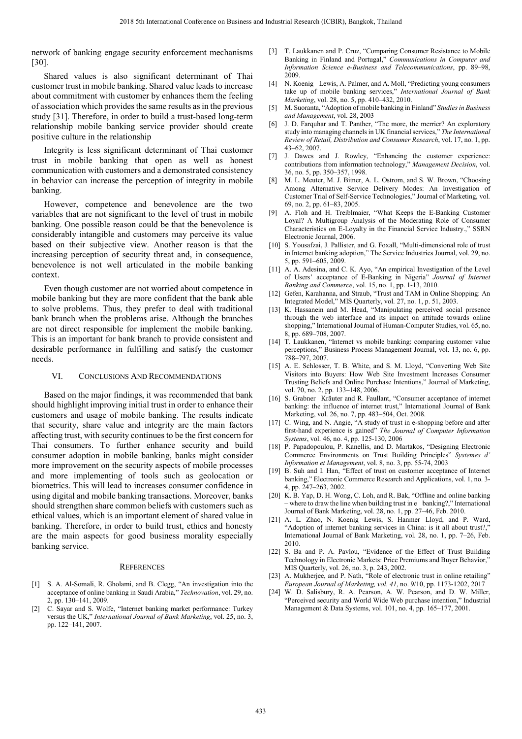network of banking engage security enforcement mechanisms [30].

Shared values is also significant determinant of Thai customer trust in mobile banking. Shared value leads to increase about commitment with customer by enhances them the feeling of association which provides the same results as in the previous study [31]. Therefore, in order to build a trust-based long-term relationship mobile banking service provider should create positive culture in the relationship

Integrity is less significant determinant of Thai customer trust in mobile banking that open as well as honest communication with customers and a demonstrated consistency in behavior can increase the perception of integrity in mobile banking.

However, competence and benevolence are the two variables that are not significant to the level of trust in mobile banking. One possible reason could be that the benevolence is considerably intangible and customers may perceive its value based on their subjective view. Another reason is that the increasing perception of security threat and, in consequence, benevolence is not well articulated in the mobile banking context.

Even though customer are not worried about competence in mobile banking but they are more confident that the bank able to solve problems. Thus, they prefer to deal with traditional bank branch when the problems arise. Although the branches are not direct responsible for implement the mobile banking. This is an important for bank branch to provide consistent and desirable performance in fulfilling and satisfy the customer needs.

## VI. Conclusions And Recommendations

Based on the major findings, it was recommended that bank should highlight improving initial trust in order to enhance their customers and usage of mobile banking. The results indicate that security, share value and integrity are the main factors affecting trust, with security continues to be the first concern for Thai consumers. To further enhance security and build consumer adoption in mobile banking, banks might consider more improvement on the security aspects of mobile processes and more implementing of tools such as geolocation or biometrics. This will lead to increases consumer confidence in using digital and mobile banking transactions. Moreover, banks should strengthen share common beliefs with customers such as ethical values, which is an important element of shared value in banking. Therefore, in order to build trust, ethics and honesty are the main aspects for good business morality especially banking service.

## References

[1] S. A. Al-Somali, R. Gholami, and B. Clegg, "An investigation into the acceptance of online banking in Saudi Arabia," *Technovation*, vol. 29, no. 2, pp. 130–141, 2009.

[2] C. Sayar and S. Wolfe, "Internet banking market performance: Turkey versus the UK," *International Journal of Bank Marketing*, vol. 25, no. 3, pp. 122–141, 2007.

[3] T. Laukkanen and P. Cruz, "Comparing Consumer Resistance to Mobile Banking in Finland and Portugal," *Communications in Computer and Information Science e-Business and Telecommunications*, pp. 89–98, 2009.

[4] N. Koenig Lewis, A. Palmer, and A. Moll, "Predicting young consumers take up of mobile banking services," *International Journal of Bank Marketing*, vol. 28, no. 5, pp. 410–432, 2010.

[5] M. Suoranta, "Adoption of mobile banking in Finland" *Studies in Business and Management*, vol. 28, 2003

[6] J. D. Farquhar and T. Panther, "The more, the merrier? An exploratory study into managing channels in UK financial services," *The International Review of Retail, Distribution and Consumer Research*, vol. 17, no. 1, pp. 43–62, 2007.

[7] J. Dawes and J. Rowley, "Enhancing the customer experience: contributions from information technology," *Management Decision*, vol. 36, no. 5, pp. 350–357, 1998.

[8] M. L. Meuter, M. J. Bitner, A. L. Ostrom, and S. W. Brown, "Choosing Among Alternative Service Delivery Modes: An Investigation of Customer Trial of Self-Service Technologies," Journal of Marketing, vol. 69, no. 2, pp. 61–83, 2005.

[9] A. Floh and H. Treiblmaier, "What Keeps the E-Banking Customer Loyal? A Multigroup Analysis of the Moderating Role of Consumer Characteristics on E-Loyalty in the Financial Service Industry.," SSRN Electronic Journal, 2006.

[10] S. Yousafzai, J. Pallister, and G. Foxall, "Multi-dimensional role of trust in Internet banking adoption," The Service Industries Journal, vol. 29, no. 5, pp. 591–605, 2009.

[11] A. A. Adesina, and C. K. Ayo, "An empirical Investigation of the Level of Users' acceptance of E-Banking in Nigeria" *Journal of Internet Banking and Commerce*, vol. 15, no. 1, pp. 1-13, 2010.

[12] Gefen, Karahanna, and Straub, "Trust and TAM in Online Shopping: An Integrated Model," MIS Quarterly, vol. 27, no. 1, p. 51, 2003.

[13] K. Hassanein and M. Head, "Manipulating perceived social presence through the web interface and its impact on attitude towards online shopping," International Journal of Human-Computer Studies, vol. 65, no. 8, pp. 689–708, 2007.

[14] T. Laukkanen, "Internet vs mobile banking: comparing customer value perceptions," Business Process Management Journal, vol. 13, no. 6, pp. 788–797, 2007.

[15] A. E. Schlosser, T. B. White, and S. M. Lloyd, "Converting Web Site Visitors into Buyers: How Web Site Investment Increases Consumer Trusting Beliefs and Online Purchase Intentions," Journal of Marketing, vol. 70, no. 2, pp. 133–148, 2006.

[16] S. Grabner Kräuter and R. Faullant, "Consumer acceptance of internet banking: the influence of internet trust," International Journal of Bank Marketing, vol. 26, no. 7, pp. 483–504, Oct. 2008.

[17] C. Wing, and N. Angie, "A study of trust in e-shopping before and after first-hand experience is gained" *The Journal of Computer Information Systems*, vol. 46, no. 4, pp. 125-130, 2006

[18] P. Papadopoulou, P. Kanellis, and D. Martakos, "Designing Electronic Commerce Environments on Trust Building Principles" *Systemes d' Information et Management*, vol. 8, no. 3, pp. 55-74, 2003

[19] B. Suh and I. Han, "Effect of trust on customer acceptance of Internet banking," Electronic Commerce Research and Applications, vol. 1, no. 3-4, pp. 247–263, 2002.

[20] K. B. Yap, D. H. Wong, C. Loh, and R. Bak, "Offline and online banking – where to draw the line when building trust in e banking?," International Journal of Bank Marketing, vol. 28, no. 1, pp. 27–46, Feb. 2010.

[21] A. L. Zhao, N. Koenig Lewis, S. Hanmer Lloyd, and P. Ward, "Adoption of internet banking services in China: is it all about trust?," International Journal of Bank Marketing, vol. 28, no. 1, pp. 7–26, Feb. 2010.

[22] S. Ba and P. A. Pavlou, "Evidence of the Effect of Trust Building Technology in Electronic Markets: Price Premiums and Buyer Behavior," MIS Quarterly, vol. 26, no. 3, p. 243, 2002.

[23] A. Mukherjee, and P. Nath, "Role of electronic trust in online retailing" *European Journal of Marketing, vol. 41*, no. 9/10, pp. 1173-1202, 2017

[24] W. D. Salisbury, R. A. Pearson, A. W. Pearson, and D. W. Miller, "Perceived security and World Wide Web purchase intention," Industrial Management & Data Systems, vol. 101, no. 4, pp. 165–177, 2001.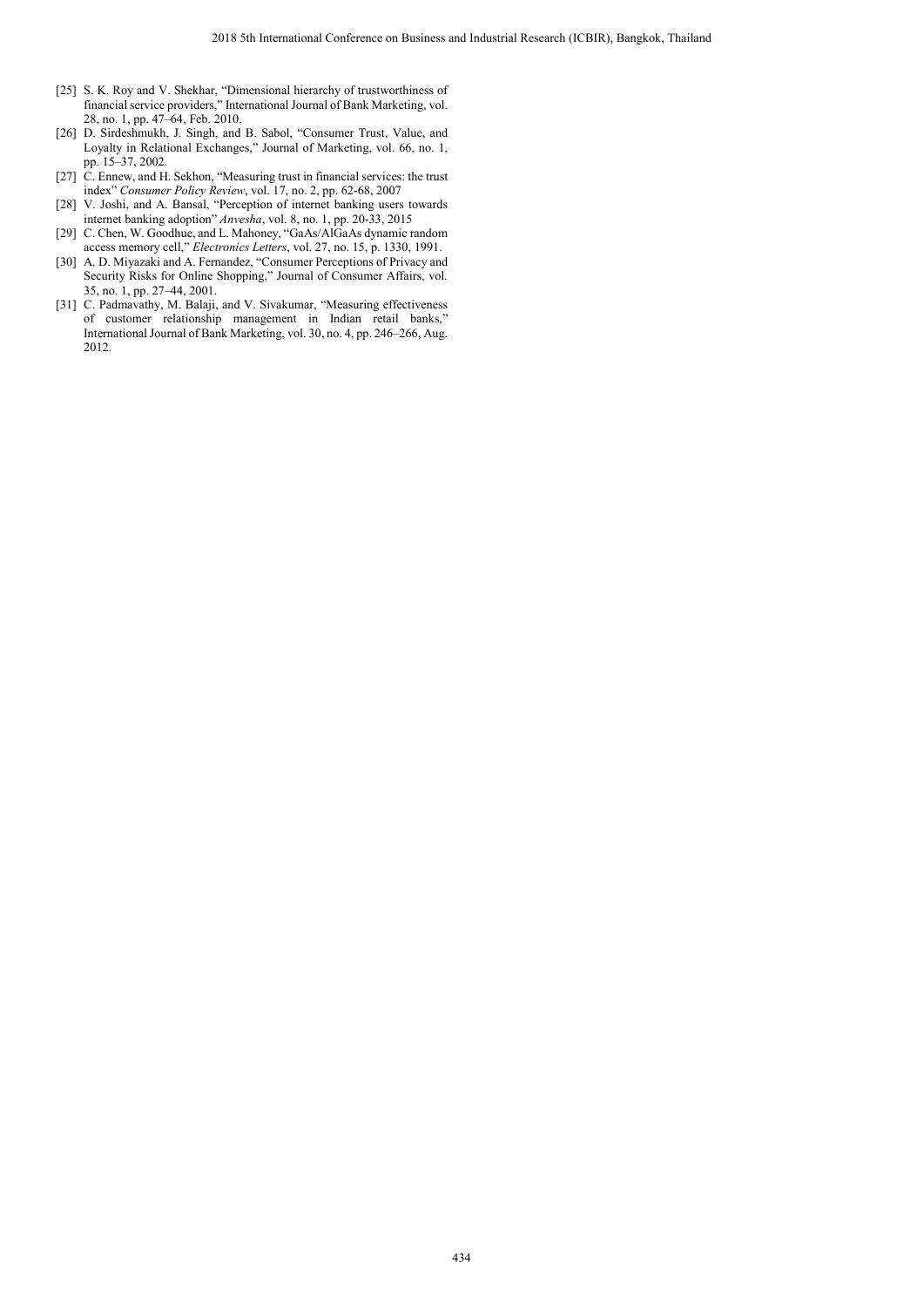[25] S. K. Roy and V. Shekhar, "Dimensional hierarchy of trustworthiness of financial service providers," International Journal of Bank Marketing, vol. 28, no. 1, pp. 47–64, Feb. 2010.

[26] D. Sirdeshmukh, J. Singh, and B. Sabol, "Consumer Trust, Value, and Loyalty in Relational Exchanges," Journal of Marketing, vol. 66, no. 1, pp. 15–37, 2002.

[27] C. Ennew, and H. Sekhon, "Measuring trust in financial services: the trust index" *Consumer Policy Review*, vol. 17, no. 2, pp. 62-68, 2007

[28] V. Joshi, and A. Bansal, "Perception of internet banking users towards internet banking adoption" *Anvesha*, vol. 8, no. 1, pp. 20-33, 2015

[29] C. Chen, W. Goodhue, and L. Mahoney, "GaAs/AlGaAs dynamic random access memory cell," *Electronics Letters*, vol. 27, no. 15, p. 1330, 1991.

[30] A. D. Miyazaki and A. Fernandez, "Consumer Perceptions of Privacy and Security Risks for Online Shopping," Journal of Consumer Affairs, vol. 35, no. 1, pp. 27–44, 2001.

[31] C. Padmavathy, M. Balaji, and V. Sivakumar, "Measuring effectiveness of customer relationship management in Indian retail banks," International Journal of Bank Marketing, vol. 30, no. 4, pp. 246–266, Aug. 2012.